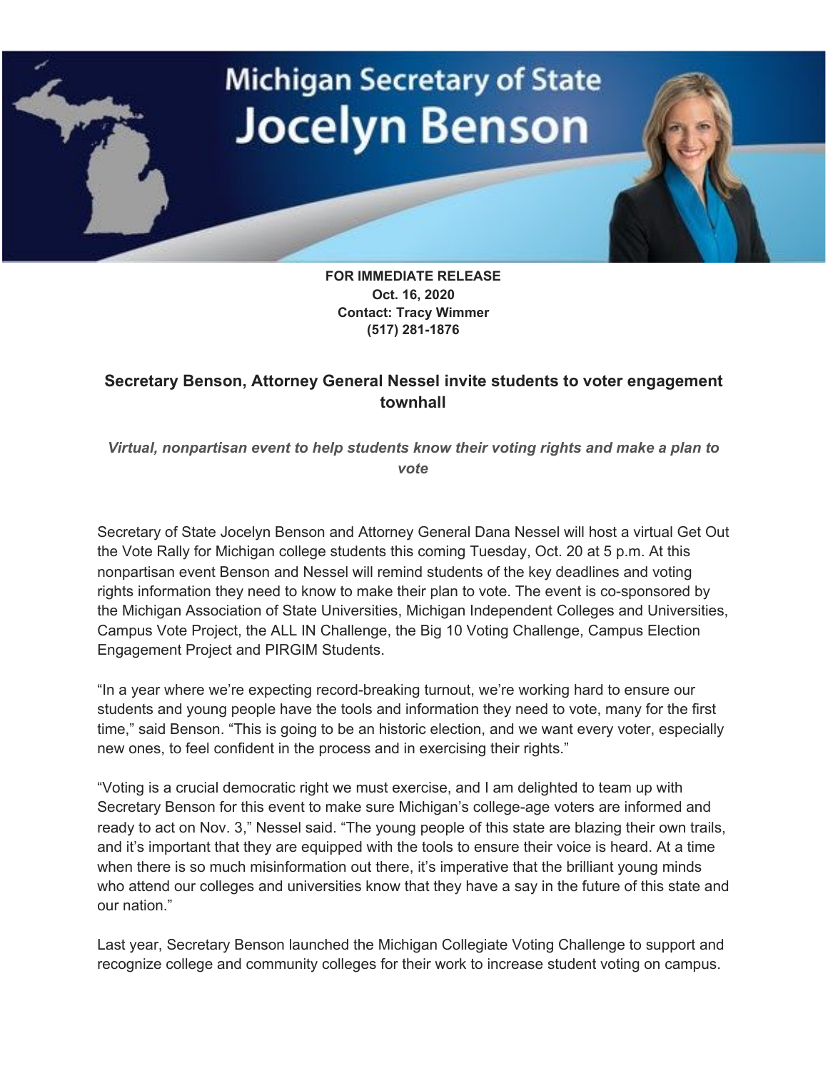**Michigan Secretary of State**
**Jocelyn Benson**

**FOR IMMEDIATE RELEASE**
**Oct. 16, 2020**
**Contact: Tracy Wimmer**
**(517) 281-1876**

## Secretary Benson, Attorney General Nessel invite students to voter engagement townhall

***Virtual, nonpartisan event to help students know their voting rights and make a plan to vote***

Secretary of State Jocelyn Benson and Attorney General Dana Nessel will host a virtual Get Out the Vote Rally for Michigan college students this coming Tuesday, Oct. 20 at 5 p.m. At this nonpartisan event Benson and Nessel will remind students of the key deadlines and voting rights information they need to know to make their plan to vote. The event is co-sponsored by the Michigan Association of State Universities, Michigan Independent Colleges and Universities, Campus Vote Project, the ALL IN Challenge, the Big 10 Voting Challenge, Campus Election Engagement Project and PIRGIM Students.

"In a year where we're expecting record-breaking turnout, we're working hard to ensure our students and young people have the tools and information they need to vote, many for the first time," said Benson. "This is going to be an historic election, and we want every voter, especially new ones, to feel confident in the process and in exercising their rights."

"Voting is a crucial democratic right we must exercise, and I am delighted to team up with Secretary Benson for this event to make sure Michigan's college-age voters are informed and ready to act on Nov. 3," Nessel said. "The young people of this state are blazing their own trails, and it's important that they are equipped with the tools to ensure their voice is heard. At a time when there is so much misinformation out there, it's imperative that the brilliant young minds who attend our colleges and universities know that they have a say in the future of this state and our nation."

Last year, Secretary Benson launched the Michigan Collegiate Voting Challenge to support and recognize college and community colleges for their work to increase student voting on campus.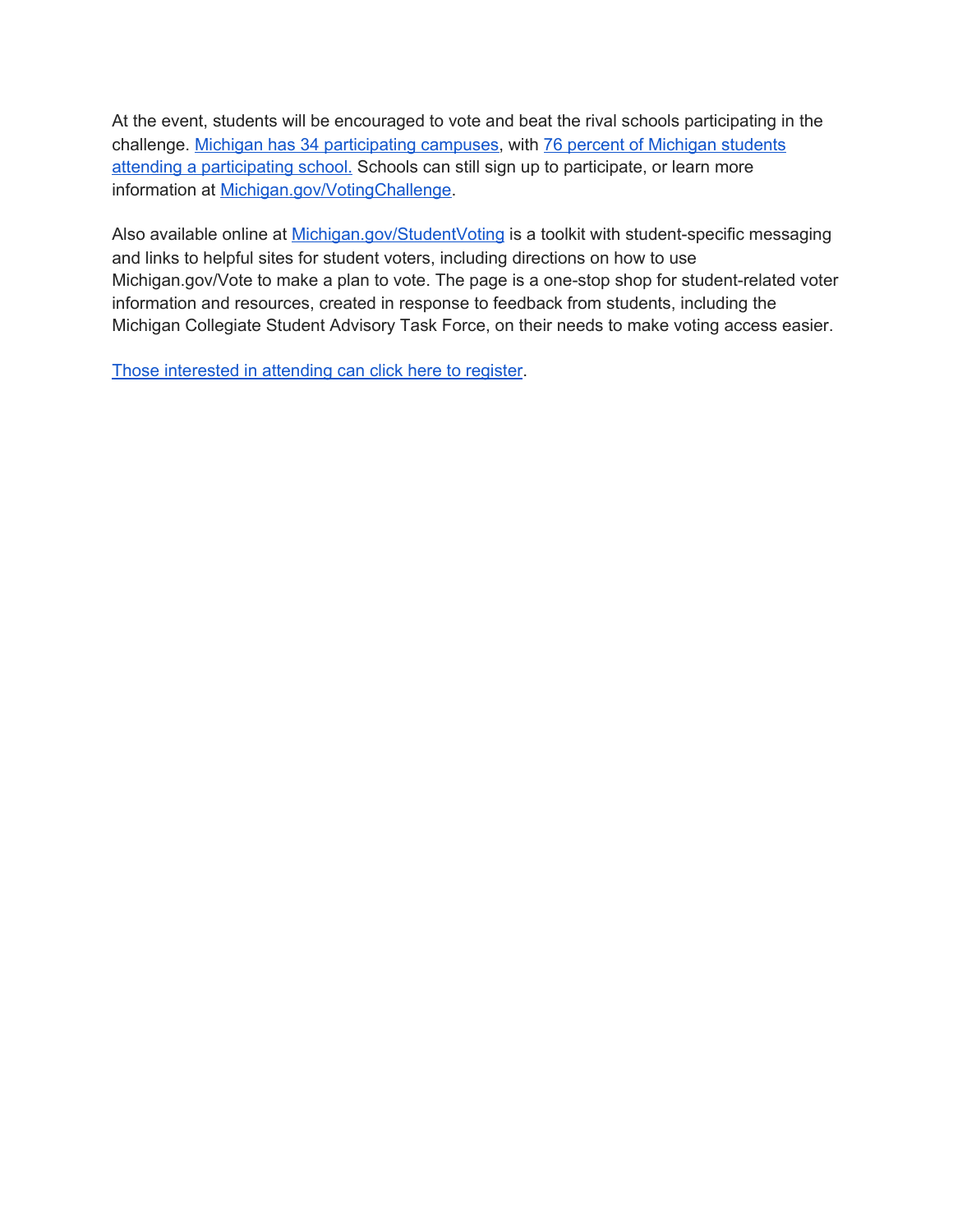At the event, students will be encouraged to vote and beat the rival schools participating in the challenge. Michigan has 34 participating campuses, with 76 percent of Michigan students attending a participating school. Schools can still sign up to participate, or learn more information at Michigan.gov/VotingChallenge.

Also available online at Michigan.gov/StudentVoting is a toolkit with student-specific messaging and links to helpful sites for student voters, including directions on how to use Michigan.gov/Vote to make a plan to vote. The page is a one-stop shop for student-related voter information and resources, created in response to feedback from students, including the Michigan Collegiate Student Advisory Task Force, on their needs to make voting access easier.

Those interested in attending can click here to register.